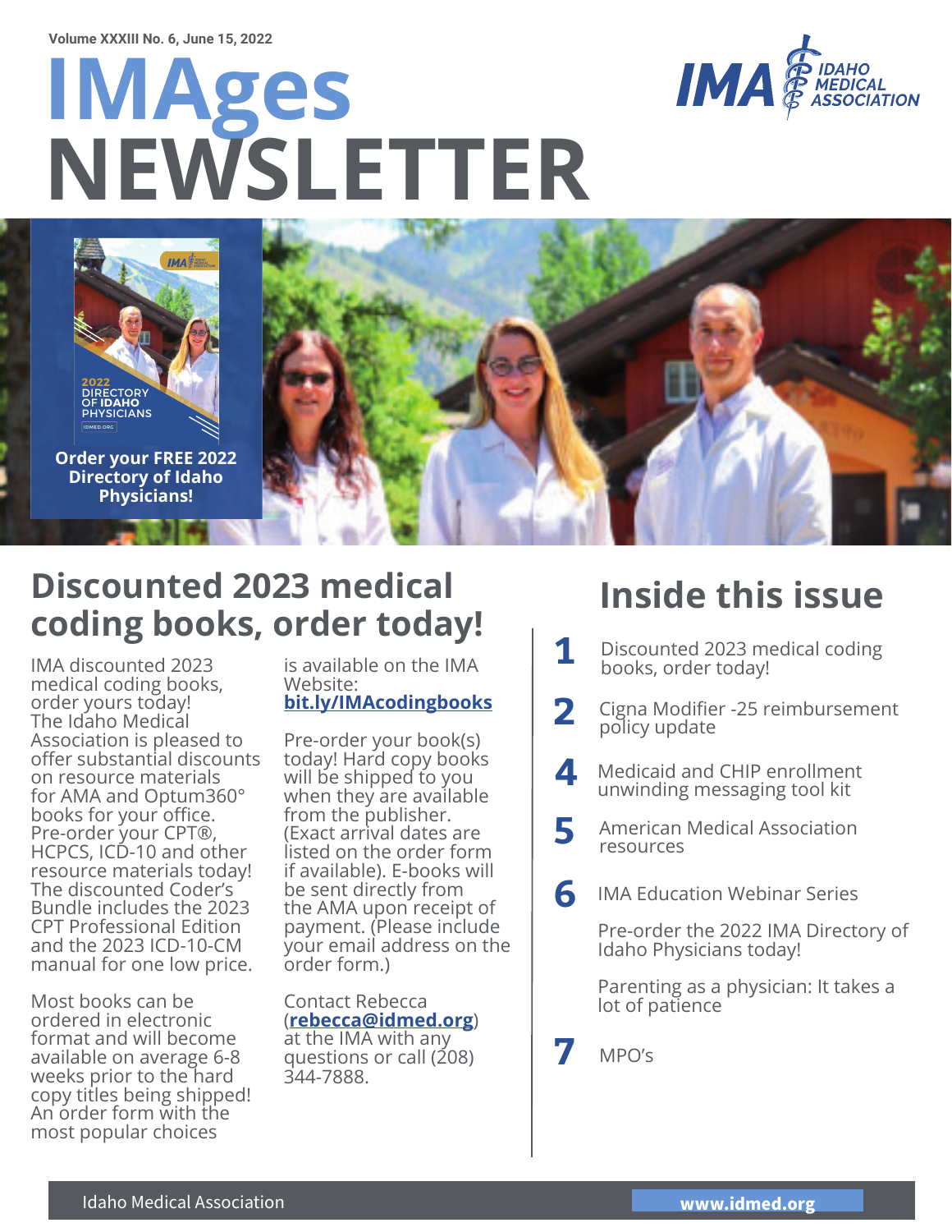Volume XXXIII No. 6, June 15, 2022

# IMAges NEWSLETTER

IMA IDAHO MEDICAL ASSOCIATION

2022 DIRECTORY OF IDAHO PHYSICIANS

**Order your FREE 2022 Directory of Idaho Physicians!**

## Discounted 2023 medical coding books, order today!

IMA discounted 2023 medical coding books, order yours today! The Idaho Medical Association is pleased to offer substantial discounts on resource materials for AMA and Optum360° books for your office. Pre-order your CPT®, HCPCS, ICD-10 and other resource materials today! The discounted Coder's Bundle includes the 2023 CPT Professional Edition and the 2023 ICD-10-CM manual for one low price.

Most books can be ordered in electronic format and will become available on average 6-8 weeks prior to the hard copy titles being shipped! An order form with the most popular choices is available on the IMA Website: **bit.ly/IMAcodingbooks**

Pre-order your book(s) today! Hard copy books will be shipped to you when they are available from the publisher. (Exact arrival dates are listed on the order form if available). E-books will be sent directly from the AMA upon receipt of payment. (Please include your email address on the order form.)

Contact Rebecca (**rebecca@idmed.org**) at the IMA with any questions or call (208) 344-7888.

## Inside this issue

- **1** Discounted 2023 medical coding books, order today!
- **2** Cigna Modifier -25 reimbursement policy update
- **4** Medicaid and CHIP enrollment unwinding messaging tool kit
- **5** American Medical Association resources
- **6** IMA Education Webinar Series
  - Pre-order the 2022 IMA Directory of Idaho Physicians today!
  - Parenting as a physician: It takes a lot of patience
- **7** MPO's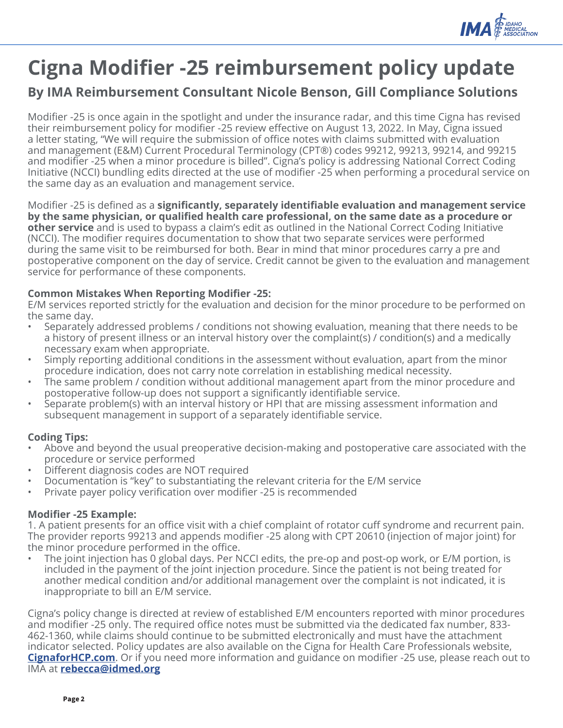# Cigna Modifier -25 reimbursement policy update

## By IMA Reimbursement Consultant Nicole Benson, Gill Compliance Solutions

Modifier -25 is once again in the spotlight and under the insurance radar, and this time Cigna has revised their reimbursement policy for modifier -25 review effective on August 13, 2022. In May, Cigna issued a letter stating, "We will require the submission of office notes with claims submitted with evaluation and management (E&M) Current Procedural Terminology (CPT®) codes 99212, 99213, 99214, and 99215 and modifier -25 when a minor procedure is billed". Cigna's policy is addressing National Correct Coding Initiative (NCCI) bundling edits directed at the use of modifier -25 when performing a procedural service on the same day as an evaluation and management service.

Modifier -25 is defined as a **significantly, separately identifiable evaluation and management service by the same physician, or qualified health care professional, on the same date as a procedure or other service** and is used to bypass a claim's edit as outlined in the National Correct Coding Initiative (NCCI). The modifier requires documentation to show that two separate services were performed during the same visit to be reimbursed for both. Bear in mind that minor procedures carry a pre and postoperative component on the day of service. Credit cannot be given to the evaluation and management service for performance of these components.

**Common Mistakes When Reporting Modifier -25:**

E/M services reported strictly for the evaluation and decision for the minor procedure to be performed on the same day.

- Separately addressed problems / conditions not showing evaluation, meaning that there needs to be a history of present illness or an interval history over the complaint(s) / condition(s) and a medically necessary exam when appropriate.
- Simply reporting additional conditions in the assessment without evaluation, apart from the minor procedure indication, does not carry note correlation in establishing medical necessity.
- The same problem / condition without additional management apart from the minor procedure and postoperative follow-up does not support a significantly identifiable service.
- Separate problem(s) with an interval history or HPI that are missing assessment information and subsequent management in support of a separately identifiable service.

**Coding Tips:**

- Above and beyond the usual preoperative decision-making and postoperative care associated with the procedure or service performed
- Different diagnosis codes are NOT required
- Documentation is "key" to substantiating the relevant criteria for the E/M service
- Private payer policy verification over modifier -25 is recommended

**Modifier -25 Example:**

1. A patient presents for an office visit with a chief complaint of rotator cuff syndrome and recurrent pain. The provider reports 99213 and appends modifier -25 along with CPT 20610 (injection of major joint) for the minor procedure performed in the office.

- The joint injection has 0 global days. Per NCCI edits, the pre-op and post-op work, or E/M portion, is included in the payment of the joint injection procedure. Since the patient is not being treated for another medical condition and/or additional management over the complaint is not indicated, it is inappropriate to bill an E/M service.

Cigna's policy change is directed at review of established E/M encounters reported with minor procedures and modifier -25 only. The required office notes must be submitted via the dedicated fax number, 833-462-1360, while claims should continue to be submitted electronically and must have the attachment indicator selected. Policy updates are also available on the Cigna for Health Care Professionals website, **CignaforHCP.com**. Or if you need more information and guidance on modifier -25 use, please reach out to IMA at **rebecca@idmed.org**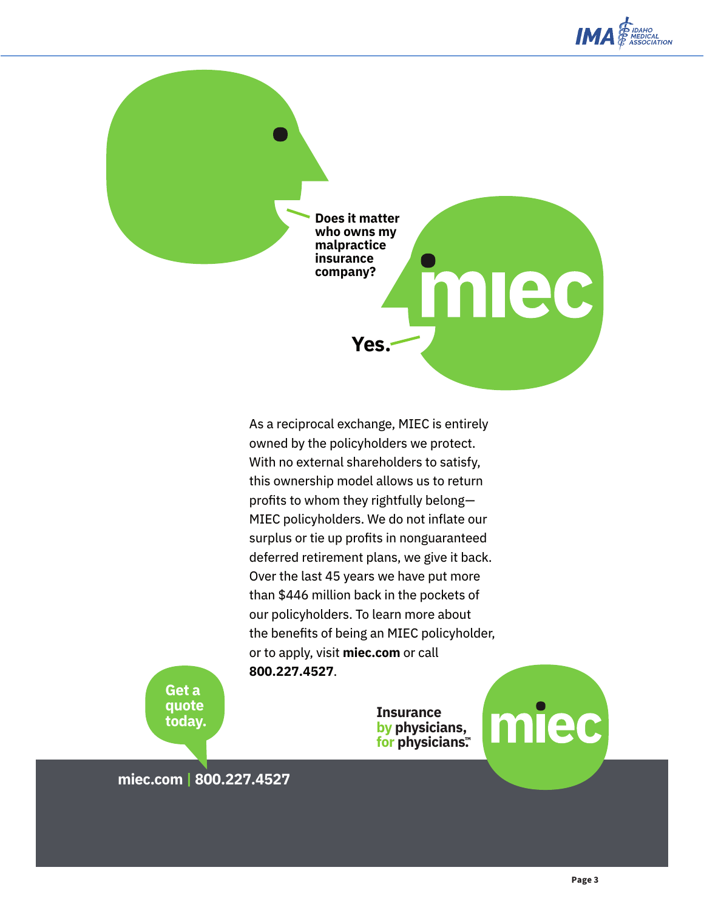**Does it matter who owns my malpractice insurance company?**

**Yes.**

As a reciprocal exchange, MIEC is entirely owned by the policyholders we protect. With no external shareholders to satisfy, this ownership model allows us to return profits to whom they rightfully belong—MIEC policyholders. We do not inflate our surplus or tie up profits in nonguaranteed deferred retirement plans, we give it back. Over the last 45 years we have put more than $446 million back in the pockets of our policyholders. To learn more about the benefits of being an MIEC policyholder, or to apply, visit **miec.com** or call **800.227.4527**.

**Get a quote today.**

**Insurance by physicians, for physicians.™**

**miec.com | 800.227.4527**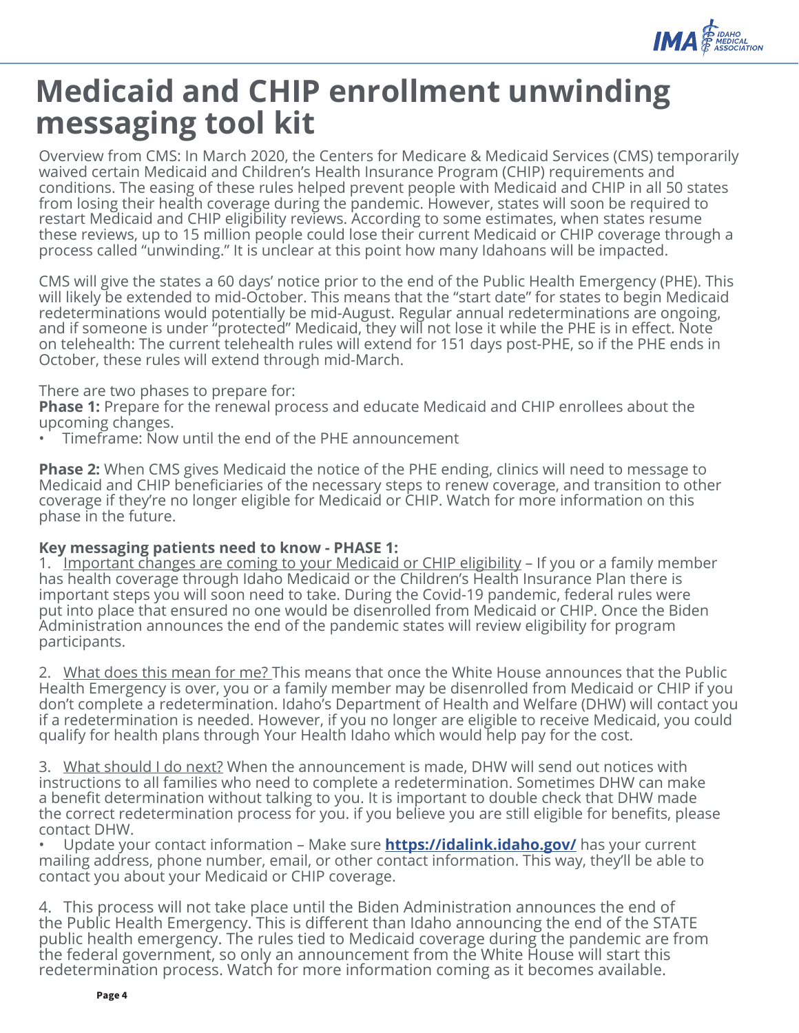# Medicaid and CHIP enrollment unwinding messaging tool kit

Overview from CMS: In March 2020, the Centers for Medicare & Medicaid Services (CMS) temporarily waived certain Medicaid and Children's Health Insurance Program (CHIP) requirements and conditions. The easing of these rules helped prevent people with Medicaid and CHIP in all 50 states from losing their health coverage during the pandemic. However, states will soon be required to restart Medicaid and CHIP eligibility reviews. According to some estimates, when states resume these reviews, up to 15 million people could lose their current Medicaid or CHIP coverage through a process called "unwinding." It is unclear at this point how many Idahoans will be impacted.

CMS will give the states a 60 days' notice prior to the end of the Public Health Emergency (PHE). This will likely be extended to mid-October. This means that the "start date" for states to begin Medicaid redeterminations would potentially be mid-August. Regular annual redeterminations are ongoing, and if someone is under "protected" Medicaid, they will not lose it while the PHE is in effect. Note on telehealth: The current telehealth rules will extend for 151 days post-PHE, so if the PHE ends in October, these rules will extend through mid-March.

There are two phases to prepare for:

**Phase 1:** Prepare for the renewal process and educate Medicaid and CHIP enrollees about the upcoming changes.

- Timeframe: Now until the end of the PHE announcement

**Phase 2:** When CMS gives Medicaid the notice of the PHE ending, clinics will need to message to Medicaid and CHIP beneficiaries of the necessary steps to renew coverage, and transition to other coverage if they're no longer eligible for Medicaid or CHIP. Watch for more information on this phase in the future.

**Key messaging patients need to know - PHASE 1:**

1. Important changes are coming to your Medicaid or CHIP eligibility – If you or a family member has health coverage through Idaho Medicaid or the Children's Health Insurance Plan there is important steps you will soon need to take. During the Covid-19 pandemic, federal rules were put into place that ensured no one would be disenrolled from Medicaid or CHIP. Once the Biden Administration announces the end of the pandemic states will review eligibility for program participants.

2. What does this mean for me? This means that once the White House announces that the Public Health Emergency is over, you or a family member may be disenrolled from Medicaid or CHIP if you don't complete a redetermination. Idaho's Department of Health and Welfare (DHW) will contact you if a redetermination is needed. However, if you no longer are eligible to receive Medicaid, you could qualify for health plans through Your Health Idaho which would help pay for the cost.

3. What should I do next? When the announcement is made, DHW will send out notices with instructions to all families who need to complete a redetermination. Sometimes DHW can make a benefit determination without talking to you. It is important to double check that DHW made the correct redetermination process for you. if you believe you are still eligible for benefits, please contact DHW.
   - Update your contact information – Make sure **https://idalink.idaho.gov/** has your current mailing address, phone number, email, or other contact information. This way, they'll be able to contact you about your Medicaid or CHIP coverage.

4. This process will not take place until the Biden Administration announces the end of the Public Health Emergency. This is different than Idaho announcing the end of the STATE public health emergency. The rules tied to Medicaid coverage during the pandemic are from the federal government, so only an announcement from the White House will start this redetermination process. Watch for more information coming as it becomes available.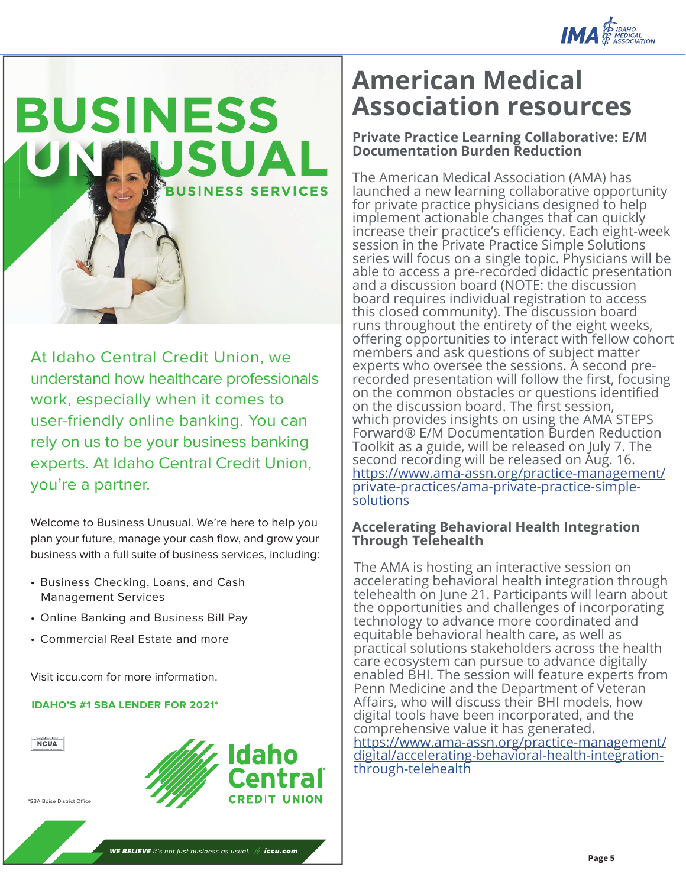# BUSINESS UNUSUAL

**BUSINESS SERVICES**

At Idaho Central Credit Union, we understand how healthcare professionals work, especially when it comes to user-friendly online banking. You can rely on us to be your business banking experts. At Idaho Central Credit Union, you're a partner.

Welcome to Business Unusual. We're here to help you plan your future, manage your cash flow, and grow your business with a full suite of business services, including:

- Business Checking, Loans, and Cash Management Services
- Online Banking and Business Bill Pay
- Commercial Real Estate and more

Visit iccu.com for more information.

**IDAHO'S #1 SBA LENDER FOR 2021***

NCUA

Idaho Central CREDIT UNION

*SBA Boise District Office

***WE BELIEVE*** *it's not just business as usual.* ***iccu.com***

# American Medical Association resources

## Private Practice Learning Collaborative: E/M Documentation Burden Reduction

The American Medical Association (AMA) has launched a new learning collaborative opportunity for private practice physicians designed to help implement actionable changes that can quickly increase their practice's efficiency. Each eight-week session in the Private Practice Simple Solutions series will focus on a single topic. Physicians will be able to access a pre-recorded didactic presentation and a discussion board (NOTE: the discussion board requires individual registration to access this closed community). The discussion board runs throughout the entirety of the eight weeks, offering opportunities to interact with fellow cohort members and ask questions of subject matter experts who oversee the sessions. A second pre-recorded presentation will follow the first, focusing on the common obstacles or questions identified on the discussion board. The first session, which provides insights on using the AMA STEPS Forward® E/M Documentation Burden Reduction Toolkit as a guide, will be released on July 7. The second recording will be released on Aug. 16. https://www.ama-assn.org/practice-management/private-practices/ama-private-practice-simple-solutions

## Accelerating Behavioral Health Integration Through Telehealth

The AMA is hosting an interactive session on accelerating behavioral health integration through telehealth on June 21. Participants will learn about the opportunities and challenges of incorporating technology to advance more coordinated and equitable behavioral health care, as well as practical solutions stakeholders across the health care ecosystem can pursue to advance digitally enabled BHI. The session will feature experts from Penn Medicine and the Department of Veteran Affairs, who will discuss their BHI models, how digital tools have been incorporated, and the comprehensive value it has generated. https://www.ama-assn.org/practice-management/digital/accelerating-behavioral-health-integration-through-telehealth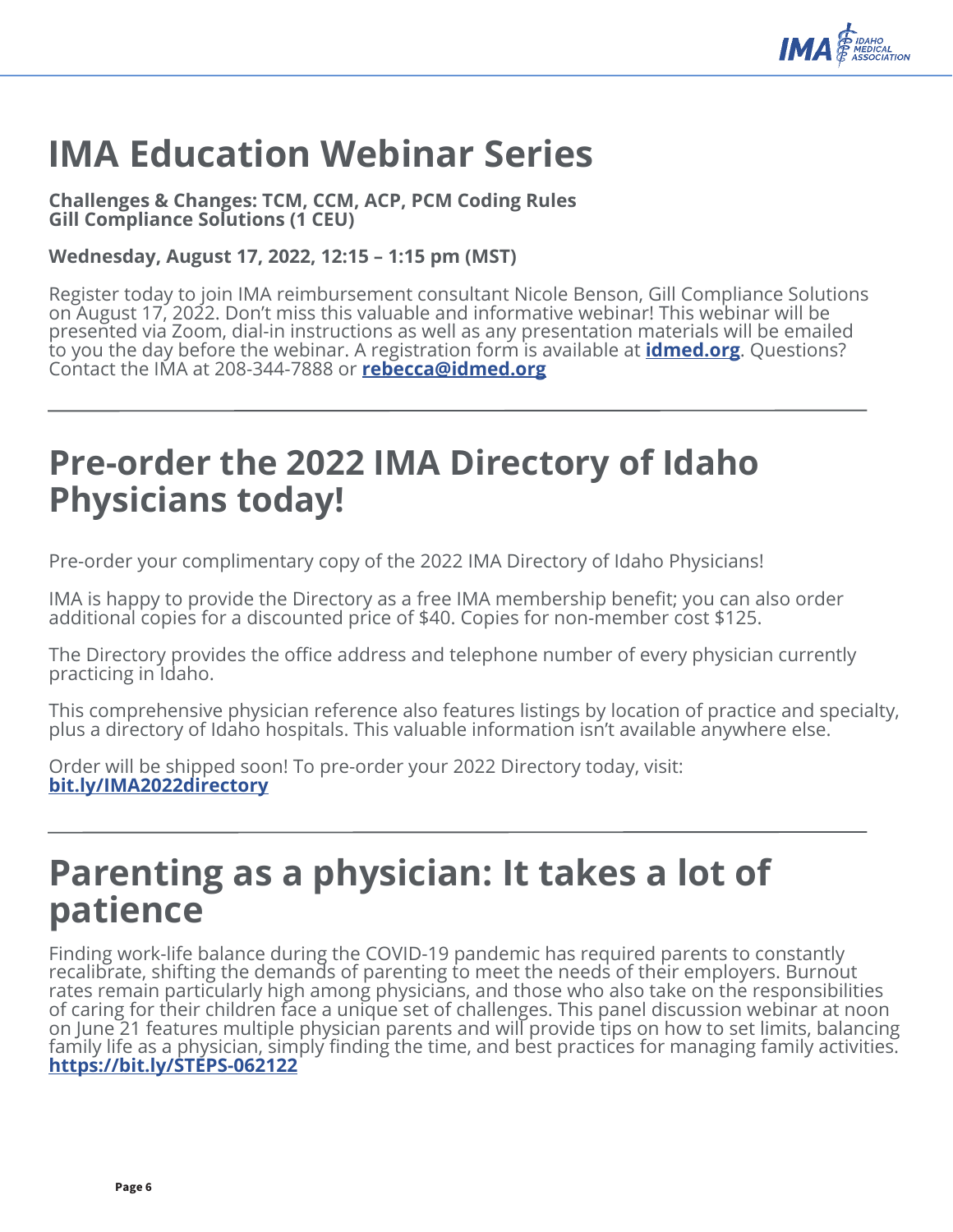# IMA Education Webinar Series

**Challenges & Changes: TCM, CCM, ACP, PCM Coding Rules**
**Gill Compliance Solutions (1 CEU)**

**Wednesday, August 17, 2022, 12:15 – 1:15 pm (MST)**

Register today to join IMA reimbursement consultant Nicole Benson, Gill Compliance Solutions on August 17, 2022. Don't miss this valuable and informative webinar! This webinar will be presented via Zoom, dial-in instructions as well as any presentation materials will be emailed to you the day before the webinar. A registration form is available at **idmed.org**. Questions? Contact the IMA at 208-344-7888 or **rebecca@idmed.org**

---

# Pre-order the 2022 IMA Directory of Idaho Physicians today!

Pre-order your complimentary copy of the 2022 IMA Directory of Idaho Physicians!

IMA is happy to provide the Directory as a free IMA membership benefit; you can also order additional copies for a discounted price of $40. Copies for non-member cost $125.

The Directory provides the office address and telephone number of every physician currently practicing in Idaho.

This comprehensive physician reference also features listings by location of practice and specialty, plus a directory of Idaho hospitals. This valuable information isn't available anywhere else.

Order will be shipped soon! To pre-order your 2022 Directory today, visit:
**bit.ly/IMA2022directory**

---

# Parenting as a physician: It takes a lot of patience

Finding work-life balance during the COVID-19 pandemic has required parents to constantly recalibrate, shifting the demands of parenting to meet the needs of their employers. Burnout rates remain particularly high among physicians, and those who also take on the responsibilities of caring for their children face a unique set of challenges. This panel discussion webinar at noon on June 21 features multiple physician parents and will provide tips on how to set limits, balancing family life as a physician, simply finding the time, and best practices for managing family activities.
**https://bit.ly/STEPS-062122**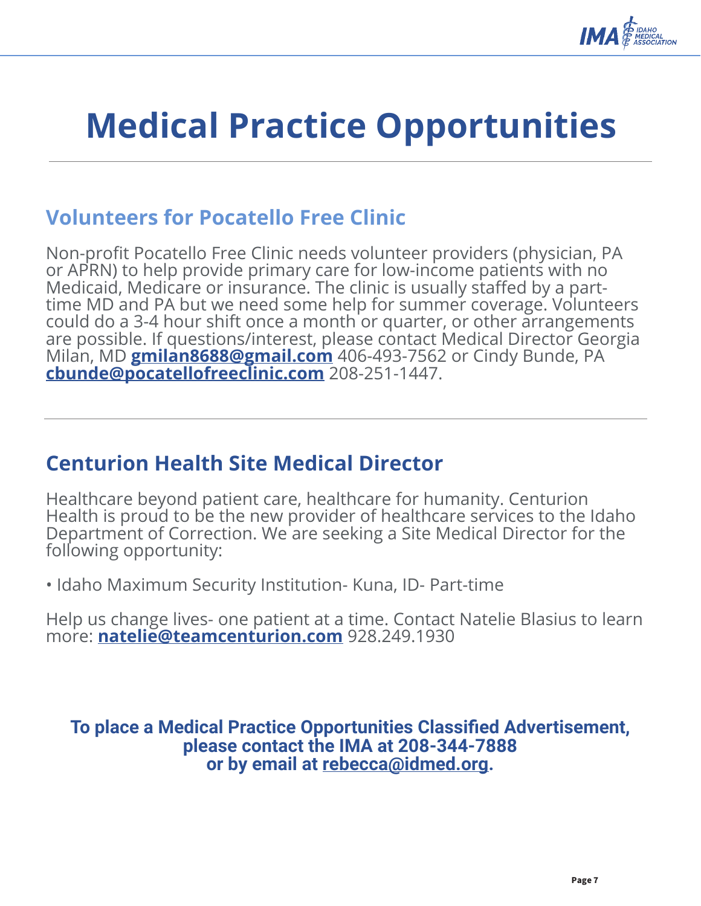# Medical Practice Opportunities

## Volunteers for Pocatello Free Clinic

Non-profit Pocatello Free Clinic needs volunteer providers (physician, PA or APRN) to help provide primary care for low-income patients with no Medicaid, Medicare or insurance. The clinic is usually staffed by a part-time MD and PA but we need some help for summer coverage. Volunteers could do a 3-4 hour shift once a month or quarter, or other arrangements are possible. If questions/interest, please contact Medical Director Georgia Milan, MD **gmilan8688@gmail.com** 406-493-7562 or Cindy Bunde, PA **cbunde@pocatellofreeclinic.com** 208-251-1447.

## Centurion Health Site Medical Director

Healthcare beyond patient care, healthcare for humanity. Centurion Health is proud to be the new provider of healthcare services to the Idaho Department of Correction. We are seeking a Site Medical Director for the following opportunity:

- Idaho Maximum Security Institution- Kuna, ID- Part-time

Help us change lives- one patient at a time. Contact Natelie Blasius to learn more: **natelie@teamcenturion.com** 928.249.1930

**To place a Medical Practice Opportunities Classified Advertisement, please contact the IMA at 208-344-7888 or by email at rebecca@idmed.org.**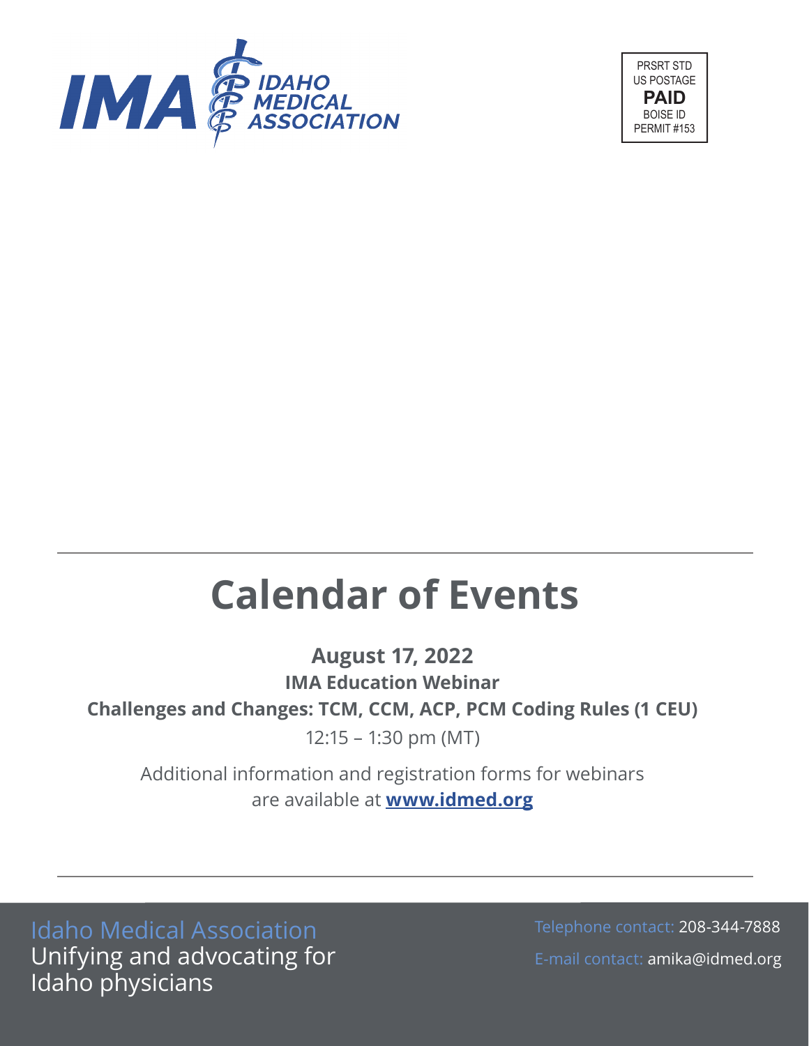IMA IDAHO MEDICAL ASSOCIATION

PRSRT STD
US POSTAGE
**PAID**
BOISE ID
PERMIT #153

# Calendar of Events

**August 17, 2022**

**IMA Education Webinar**

**Challenges and Changes: TCM, CCM, ACP, PCM Coding Rules (1 CEU)**

12:15 – 1:30 pm (MT)

Additional information and registration forms for webinars are available at **www.idmed.org**

Idaho Medical Association
Unifying and advocating for Idaho physicians

Telephone contact: 208-344-7888

E-mail contact: amika@idmed.org